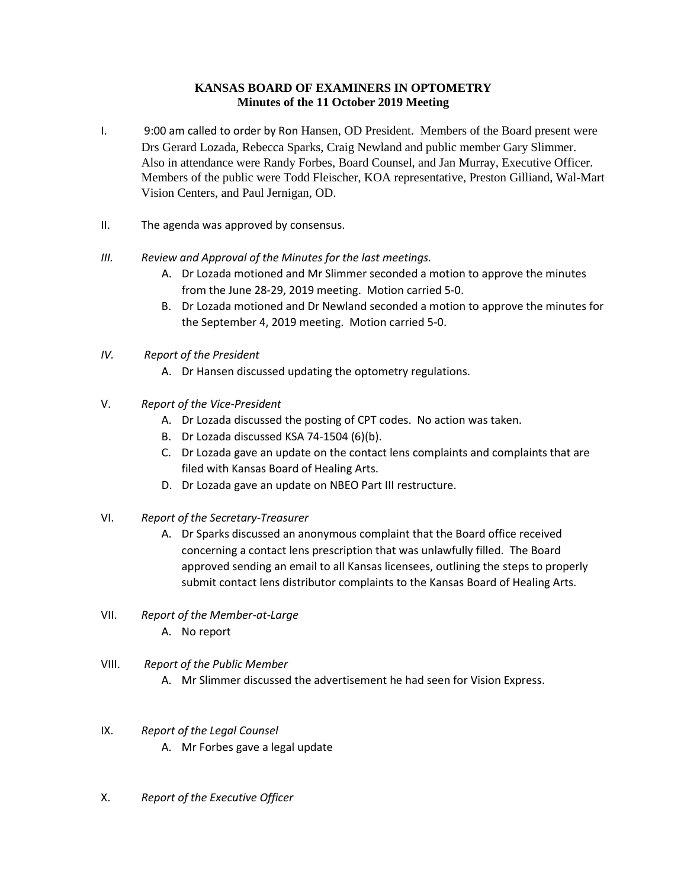**KANSAS BOARD OF EXAMINERS IN OPTOMETRY**
**Minutes of the 11 October 2019 Meeting**

I. 9:00 am called to order by Ron Hansen, OD President. Members of the Board present were Drs Gerard Lozada, Rebecca Sparks, Craig Newland and public member Gary Slimmer. Also in attendance were Randy Forbes, Board Counsel, and Jan Murray, Executive Officer. Members of the public were Todd Fleischer, KOA representative, Preston Gilliand, Wal-Mart Vision Centers, and Paul Jernigan, OD.

II. The agenda was approved by consensus.

*III. Review and Approval of the Minutes for the last meetings.*

A. Dr Lozada motioned and Mr Slimmer seconded a motion to approve the minutes from the June 28-29, 2019 meeting. Motion carried 5-0.

B. Dr Lozada motioned and Dr Newland seconded a motion to approve the minutes for the September 4, 2019 meeting. Motion carried 5-0.

*IV. Report of the President*

A. Dr Hansen discussed updating the optometry regulations.

V. *Report of the Vice-President*

A. Dr Lozada discussed the posting of CPT codes. No action was taken.

B. Dr Lozada discussed KSA 74-1504 (6)(b).

C. Dr Lozada gave an update on the contact lens complaints and complaints that are filed with Kansas Board of Healing Arts.

D. Dr Lozada gave an update on NBEO Part III restructure.

VI. *Report of the Secretary-Treasurer*

A. Dr Sparks discussed an anonymous complaint that the Board office received concerning a contact lens prescription that was unlawfully filled. The Board approved sending an email to all Kansas licensees, outlining the steps to properly submit contact lens distributor complaints to the Kansas Board of Healing Arts.

VII. *Report of the Member-at-Large*

A. No report

VIII. *Report of the Public Member*

A. Mr Slimmer discussed the advertisement he had seen for Vision Express.

IX. *Report of the Legal Counsel*

A. Mr Forbes gave a legal update

X. *Report of the Executive Officer*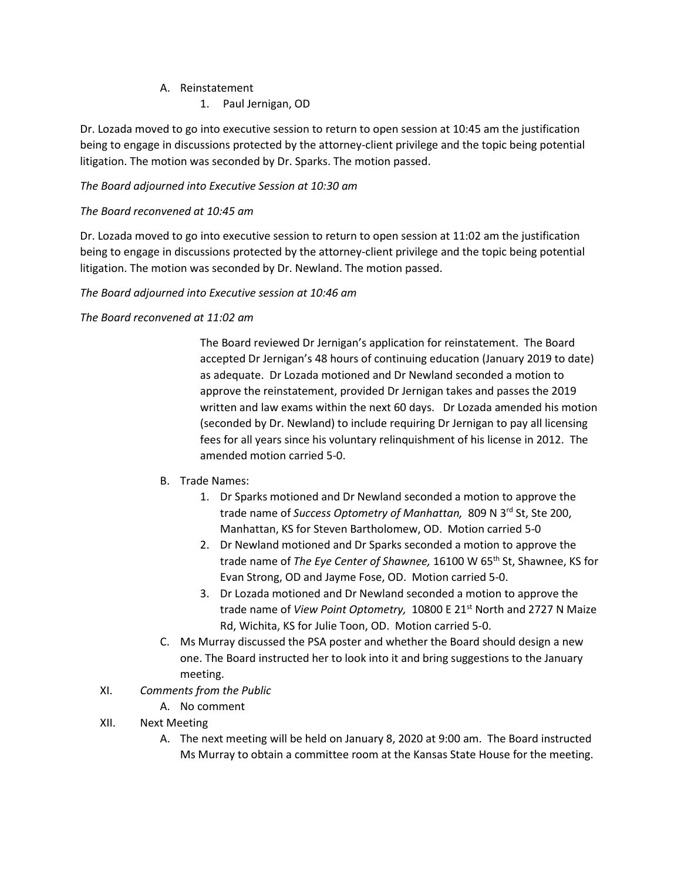A. Reinstatement
   1. Paul Jernigan, OD

Dr. Lozada moved to go into executive session to return to open session at 10:45 am the justification being to engage in discussions protected by the attorney-client privilege and the topic being potential litigation. The motion was seconded by Dr. Sparks. The motion passed.

*The Board adjourned into Executive Session at 10:30 am*

*The Board reconvened at 10:45 am*

Dr. Lozada moved to go into executive session to return to open session at 11:02 am the justification being to engage in discussions protected by the attorney-client privilege and the topic being potential litigation. The motion was seconded by Dr. Newland. The motion passed.

*The Board adjourned into Executive session at 10:46 am*

*The Board reconvened at 11:02 am*

The Board reviewed Dr Jernigan's application for reinstatement. The Board accepted Dr Jernigan's 48 hours of continuing education (January 2019 to date) as adequate. Dr Lozada motioned and Dr Newland seconded a motion to approve the reinstatement, provided Dr Jernigan takes and passes the 2019 written and law exams within the next 60 days. Dr Lozada amended his motion (seconded by Dr. Newland) to include requiring Dr Jernigan to pay all licensing fees for all years since his voluntary relinquishment of his license in 2012. The amended motion carried 5-0.

B. Trade Names:
   1. Dr Sparks motioned and Dr Newland seconded a motion to approve the trade name of *Success Optometry of Manhattan,* 809 N 3rd St, Ste 200, Manhattan, KS for Steven Bartholomew, OD. Motion carried 5-0
   2. Dr Newland motioned and Dr Sparks seconded a motion to approve the trade name of *The Eye Center of Shawnee,* 16100 W 65th St, Shawnee, KS for Evan Strong, OD and Jayme Fose, OD. Motion carried 5-0.
   3. Dr Lozada motioned and Dr Newland seconded a motion to approve the trade name of *View Point Optometry,* 10800 E 21st North and 2727 N Maize Rd, Wichita, KS for Julie Toon, OD. Motion carried 5-0.

C. Ms Murray discussed the PSA poster and whether the Board should design a new one. The Board instructed her to look into it and bring suggestions to the January meeting.

XI. *Comments from the Public*
   A. No comment

XII. Next Meeting
   A. The next meeting will be held on January 8, 2020 at 9:00 am. The Board instructed Ms Murray to obtain a committee room at the Kansas State House for the meeting.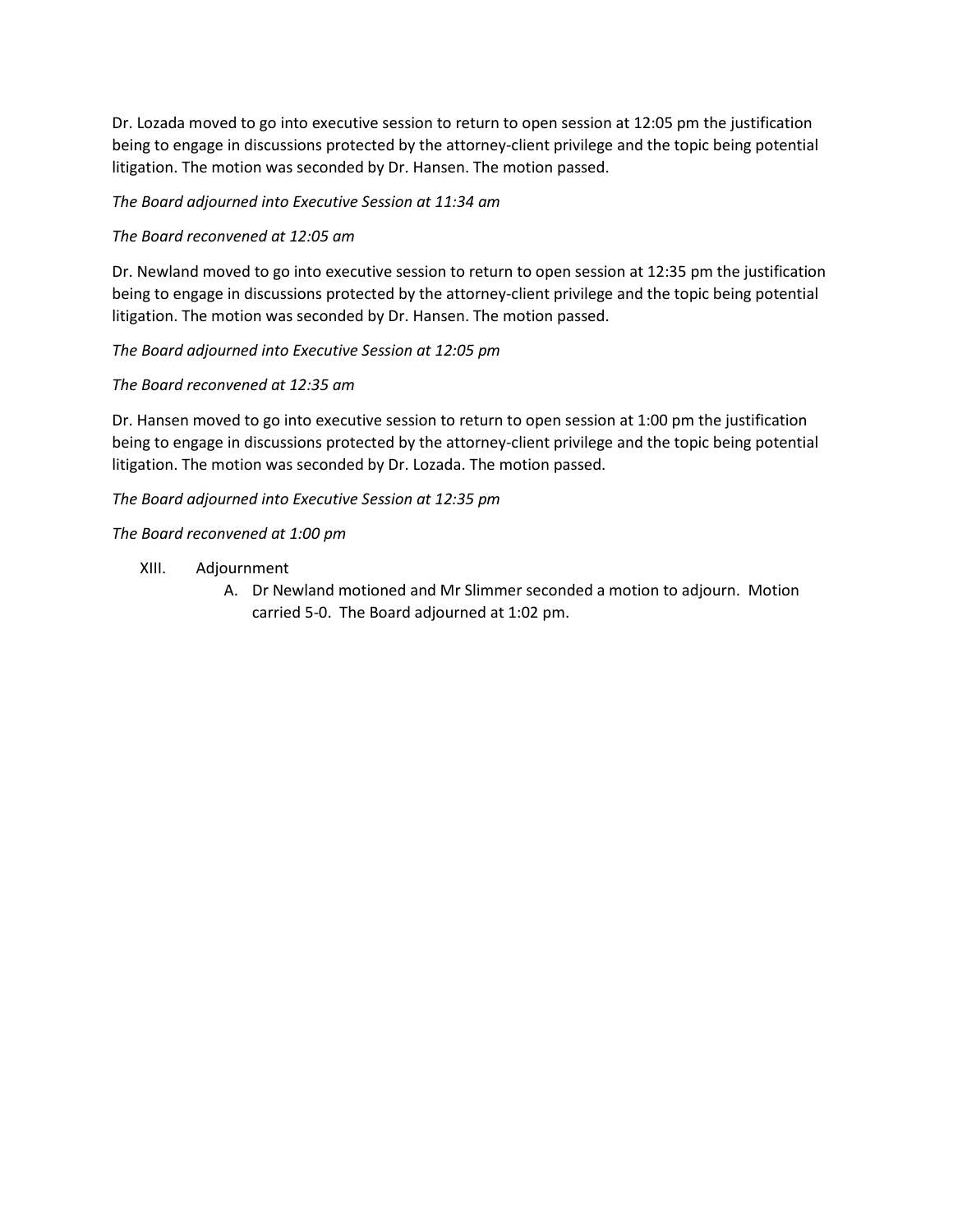Dr. Lozada moved to go into executive session to return to open session at 12:05 pm the justification being to engage in discussions protected by the attorney-client privilege and the topic being potential litigation. The motion was seconded by Dr. Hansen. The motion passed.

*The Board adjourned into Executive Session at 11:34 am*

*The Board reconvened at 12:05 am*

Dr. Newland moved to go into executive session to return to open session at 12:35 pm the justification being to engage in discussions protected by the attorney-client privilege and the topic being potential litigation. The motion was seconded by Dr. Hansen. The motion passed.

*The Board adjourned into Executive Session at 12:05 pm*

*The Board reconvened at 12:35 am*

Dr. Hansen moved to go into executive session to return to open session at 1:00 pm the justification being to engage in discussions protected by the attorney-client privilege and the topic being potential litigation. The motion was seconded by Dr. Lozada. The motion passed.

*The Board adjourned into Executive Session at 12:35 pm*

*The Board reconvened at 1:00 pm*

XIII. Adjournment

A. Dr Newland motioned and Mr Slimmer seconded a motion to adjourn. Motion carried 5-0. The Board adjourned at 1:02 pm.